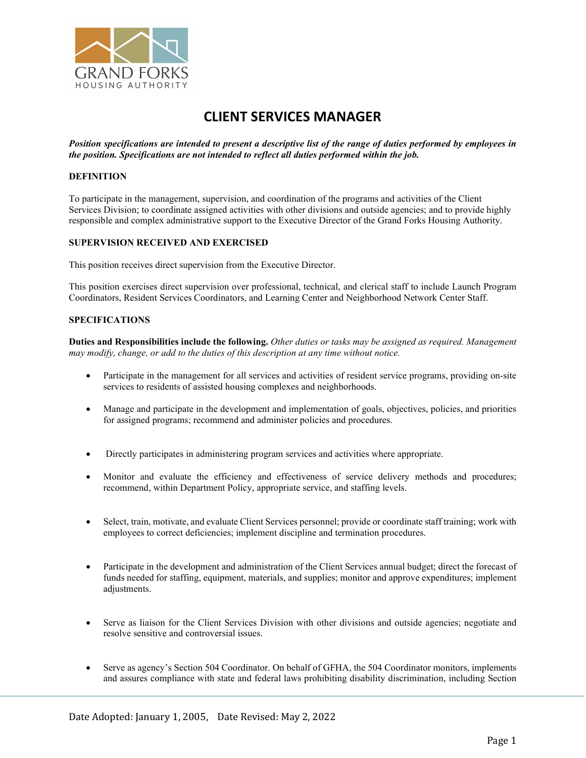GRAND FORKS
HOUSING AUTHORITY

# CLIENT SERVICES MANAGER

***Position specifications are intended to present a descriptive list of the range of duties performed by employees in the position. Specifications are not intended to reflect all duties performed within the job.***

**DEFINITION**

To participate in the management, supervision, and coordination of the programs and activities of the Client Services Division; to coordinate assigned activities with other divisions and outside agencies; and to provide highly responsible and complex administrative support to the Executive Director of the Grand Forks Housing Authority.

**SUPERVISION RECEIVED AND EXERCISED**

This position receives direct supervision from the Executive Director.

This position exercises direct supervision over professional, technical, and clerical staff to include Launch Program Coordinators, Resident Services Coordinators, and Learning Center and Neighborhood Network Center Staff.

**SPECIFICATIONS**

**Duties and Responsibilities include the following.** *Other duties or tasks may be assigned as required. Management may modify, change, or add to the duties of this description at any time without notice.*

- Participate in the management for all services and activities of resident service programs, providing on-site services to residents of assisted housing complexes and neighborhoods.
- Manage and participate in the development and implementation of goals, objectives, policies, and priorities for assigned programs; recommend and administer policies and procedures.
- Directly participates in administering program services and activities where appropriate.
- Monitor and evaluate the efficiency and effectiveness of service delivery methods and procedures; recommend, within Department Policy, appropriate service, and staffing levels.
- Select, train, motivate, and evaluate Client Services personnel; provide or coordinate staff training; work with employees to correct deficiencies; implement discipline and termination procedures.
- Participate in the development and administration of the Client Services annual budget; direct the forecast of funds needed for staffing, equipment, materials, and supplies; monitor and approve expenditures; implement adjustments.
- Serve as liaison for the Client Services Division with other divisions and outside agencies; negotiate and resolve sensitive and controversial issues.
- Serve as agency's Section 504 Coordinator. On behalf of GFHA, the 504 Coordinator monitors, implements and assures compliance with state and federal laws prohibiting disability discrimination, including Section

Date Adopted: January 1, 2005, Date Revised: May 2, 2022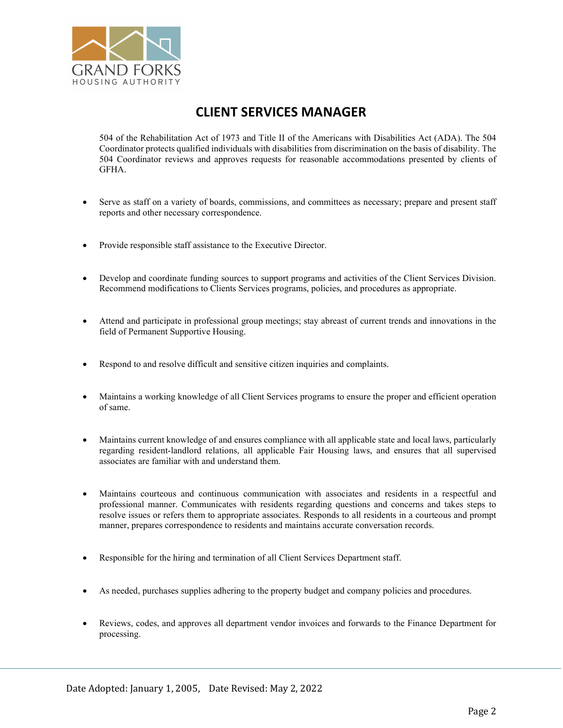# CLIENT SERVICES MANAGER

504 of the Rehabilitation Act of 1973 and Title II of the Americans with Disabilities Act (ADA). The 504 Coordinator protects qualified individuals with disabilities from discrimination on the basis of disability. The 504 Coordinator reviews and approves requests for reasonable accommodations presented by clients of GFHA.

- Serve as staff on a variety of boards, commissions, and committees as necessary; prepare and present staff reports and other necessary correspondence.

- Provide responsible staff assistance to the Executive Director.

- Develop and coordinate funding sources to support programs and activities of the Client Services Division. Recommend modifications to Clients Services programs, policies, and procedures as appropriate.

- Attend and participate in professional group meetings; stay abreast of current trends and innovations in the field of Permanent Supportive Housing.

- Respond to and resolve difficult and sensitive citizen inquiries and complaints.

- Maintains a working knowledge of all Client Services programs to ensure the proper and efficient operation of same.

- Maintains current knowledge of and ensures compliance with all applicable state and local laws, particularly regarding resident-landlord relations, all applicable Fair Housing laws, and ensures that all supervised associates are familiar with and understand them.

- Maintains courteous and continuous communication with associates and residents in a respectful and professional manner. Communicates with residents regarding questions and concerns and takes steps to resolve issues or refers them to appropriate associates. Responds to all residents in a courteous and prompt manner, prepares correspondence to residents and maintains accurate conversation records.

- Responsible for the hiring and termination of all Client Services Department staff.

- As needed, purchases supplies adhering to the property budget and company policies and procedures.

- Reviews, codes, and approves all department vendor invoices and forwards to the Finance Department for processing.

Date Adopted: January 1, 2005, Date Revised: May 2, 2022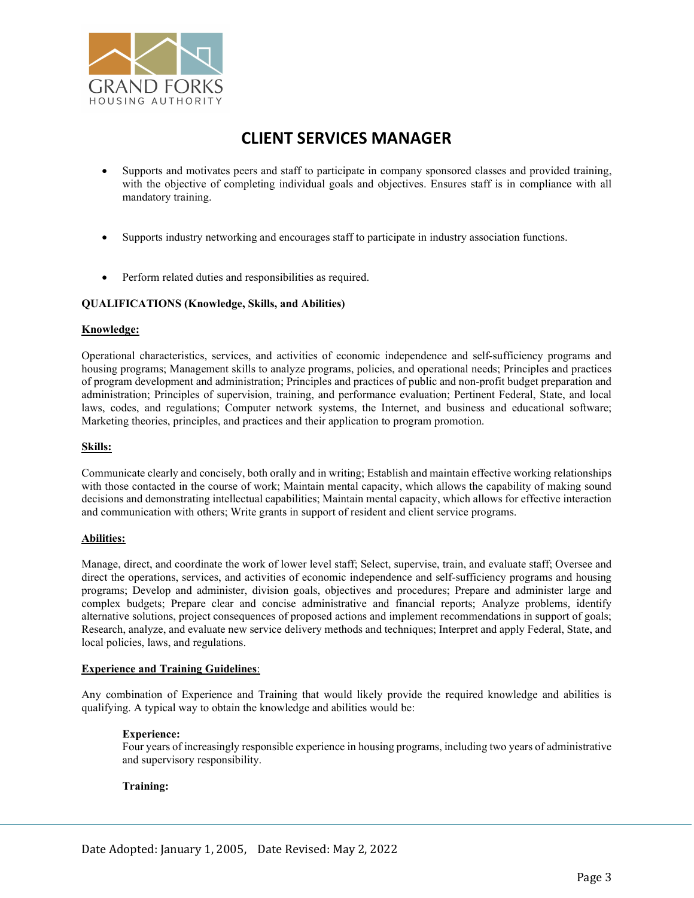# CLIENT SERVICES MANAGER

- Supports and motivates peers and staff to participate in company sponsored classes and provided training, with the objective of completing individual goals and objectives. Ensures staff is in compliance with all mandatory training.

- Supports industry networking and encourages staff to participate in industry association functions.

- Perform related duties and responsibilities as required.

**QUALIFICATIONS (Knowledge, Skills, and Abilities)**

**Knowledge:**

Operational characteristics, services, and activities of economic independence and self-sufficiency programs and housing programs; Management skills to analyze programs, policies, and operational needs; Principles and practices of program development and administration; Principles and practices of public and non-profit budget preparation and administration; Principles of supervision, training, and performance evaluation; Pertinent Federal, State, and local laws, codes, and regulations; Computer network systems, the Internet, and business and educational software; Marketing theories, principles, and practices and their application to program promotion.

**Skills:**

Communicate clearly and concisely, both orally and in writing; Establish and maintain effective working relationships with those contacted in the course of work; Maintain mental capacity, which allows the capability of making sound decisions and demonstrating intellectual capabilities; Maintain mental capacity, which allows for effective interaction and communication with others; Write grants in support of resident and client service programs.

**Abilities:**

Manage, direct, and coordinate the work of lower level staff; Select, supervise, train, and evaluate staff; Oversee and direct the operations, services, and activities of economic independence and self-sufficiency programs and housing programs; Develop and administer, division goals, objectives and procedures; Prepare and administer large and complex budgets; Prepare clear and concise administrative and financial reports; Analyze problems, identify alternative solutions, project consequences of proposed actions and implement recommendations in support of goals; Research, analyze, and evaluate new service delivery methods and techniques; Interpret and apply Federal, State, and local policies, laws, and regulations.

**Experience and Training Guidelines**:

Any combination of Experience and Training that would likely provide the required knowledge and abilities is qualifying. A typical way to obtain the knowledge and abilities would be:

**Experience:**
Four years of increasingly responsible experience in housing programs, including two years of administrative and supervisory responsibility.

**Training:**

Date Adopted: January 1, 2005, Date Revised: May 2, 2022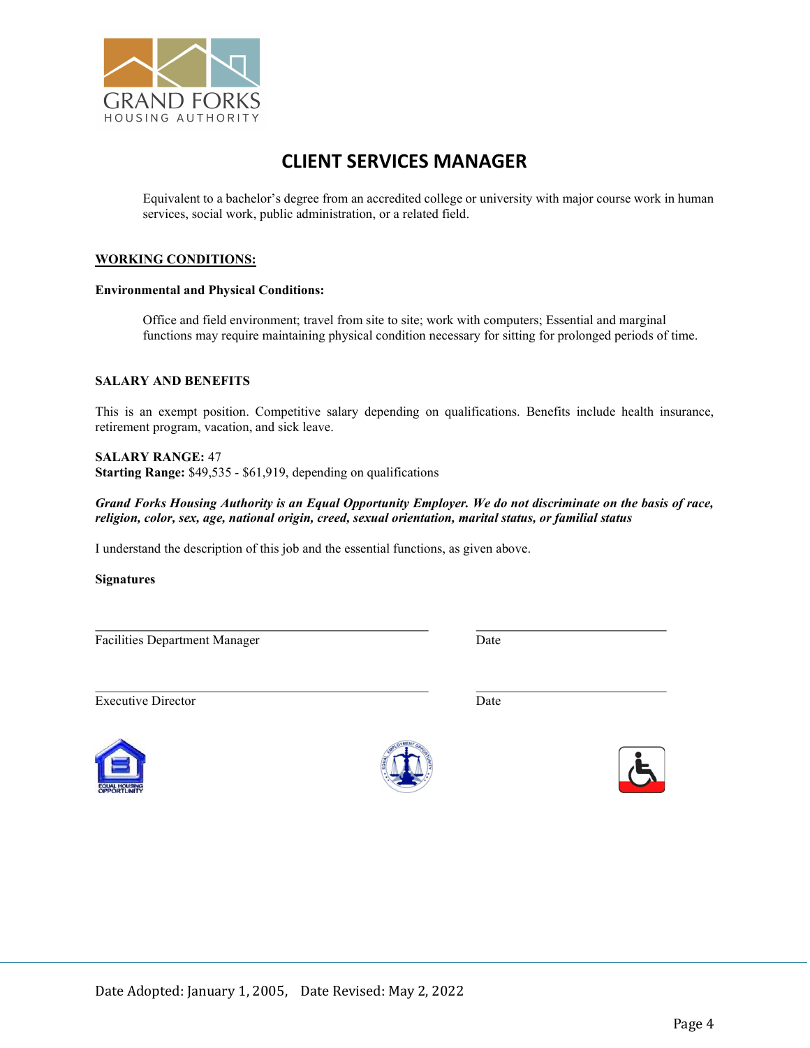GRAND FORKS HOUSING AUTHORITY

# CLIENT SERVICES MANAGER

Equivalent to a bachelor's degree from an accredited college or university with major course work in human services, social work, public administration, or a related field.

## WORKING CONDITIONS:

**Environmental and Physical Conditions:**

Office and field environment; travel from site to site; work with computers; Essential and marginal functions may require maintaining physical condition necessary for sitting for prolonged periods of time.

**SALARY AND BENEFITS**

This is an exempt position. Competitive salary depending on qualifications. Benefits include health insurance, retirement program, vacation, and sick leave.

**SALARY RANGE:** 47
**Starting Range:** $49,535 - $61,919, depending on qualifications

***Grand Forks Housing Authority is an Equal Opportunity Employer. We do not discriminate on the basis of race, religion, color, sex, age, national origin, creed, sexual orientation, marital status, or familial status***

I understand the description of this job and the essential functions, as given above.

**Signatures**

______________________________ ______________________

Facilities Department Manager Date

______________________________ ______________________

Executive Director Date

Date Adopted: January 1, 2005, Date Revised: May 2, 2022